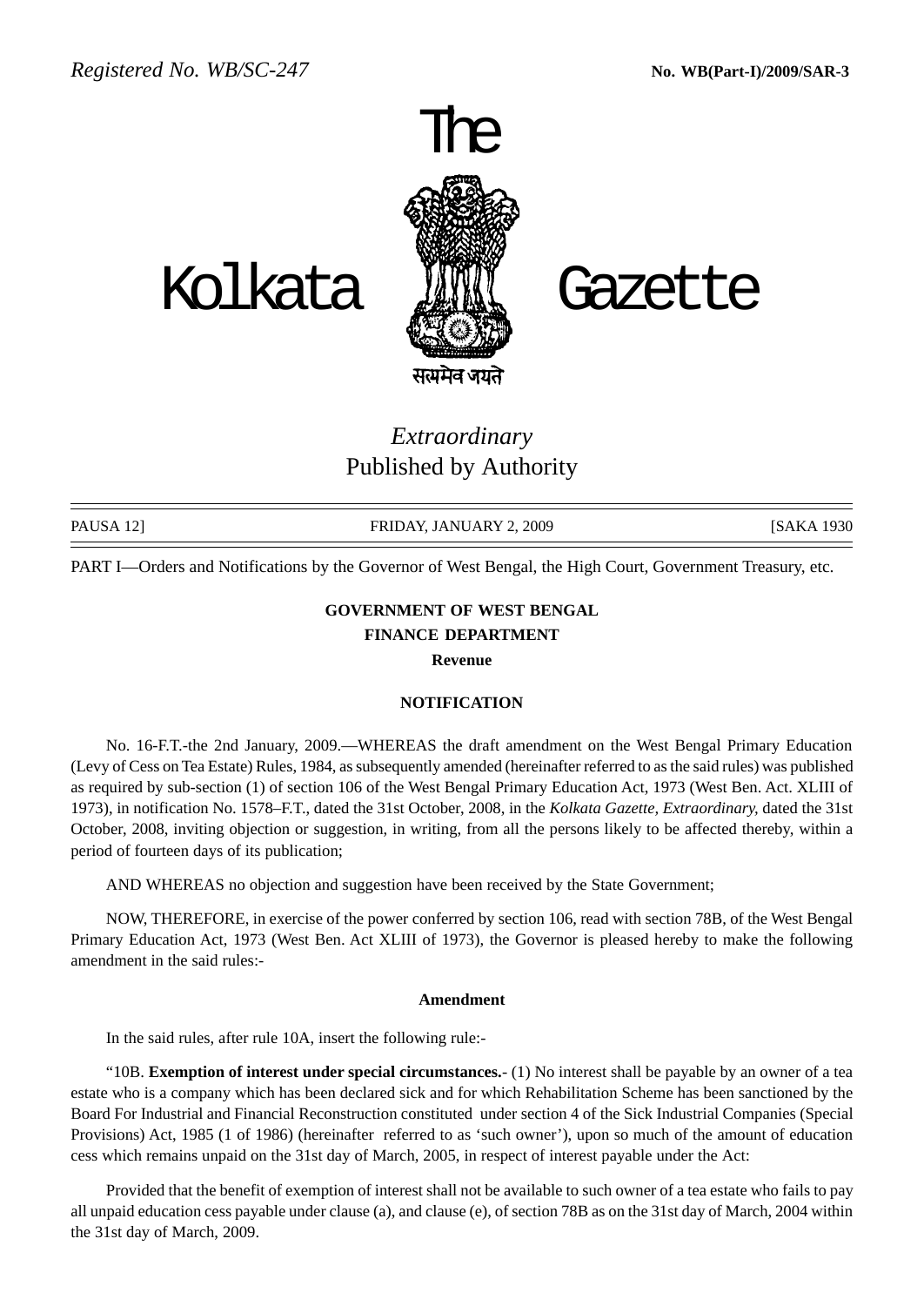*Registered No. WB/SC-247* **No. WB(Part-I)/2009/SAR-3**

# The Kolkata Gazette

सत्यमेव जयते

*Extraordinary*
Published by Authority

PAUSA 12] FRIDAY, JANUARY 2, 2009 [SAKA 1930

PART I—Orders and Notifications by the Governor of West Bengal, the High Court, Government Treasury, etc.

**GOVERNMENT OF WEST BENGAL**
**FINANCE DEPARTMENT**
**Revenue**

**NOTIFICATION**

No. 16-F.T.-the 2nd January, 2009.—WHEREAS the draft amendment on the West Bengal Primary Education (Levy of Cess on Tea Estate) Rules, 1984, as subsequently amended (hereinafter referred to as the said rules) was published as required by sub-section (1) of section 106 of the West Bengal Primary Education Act, 1973 (West Ben. Act. XLIII of 1973), in notification No. 1578–F.T., dated the 31st October, 2008, in the *Kolkata Gazette, Extraordinary,* dated the 31st October, 2008, inviting objection or suggestion, in writing, from all the persons likely to be affected thereby, within a period of fourteen days of its publication;

AND WHEREAS no objection and suggestion have been received by the State Government;

NOW, THEREFORE, in exercise of the power conferred by section 106, read with section 78B, of the West Bengal Primary Education Act, 1973 (West Ben. Act XLIII of 1973), the Governor is pleased hereby to make the following amendment in the said rules:-

**Amendment**

In the said rules, after rule 10A, insert the following rule:-

"10B. **Exemption of interest under special circumstances.**- (1) No interest shall be payable by an owner of a tea estate who is a company which has been declared sick and for which Rehabilitation Scheme has been sanctioned by the Board For Industrial and Financial Reconstruction constituted under section 4 of the Sick Industrial Companies (Special Provisions) Act, 1985 (1 of 1986) (hereinafter referred to as 'such owner'), upon so much of the amount of education cess which remains unpaid on the 31st day of March, 2005, in respect of interest payable under the Act:

Provided that the benefit of exemption of interest shall not be available to such owner of a tea estate who fails to pay all unpaid education cess payable under clause (a), and clause (e), of section 78B as on the 31st day of March, 2004 within the 31st day of March, 2009.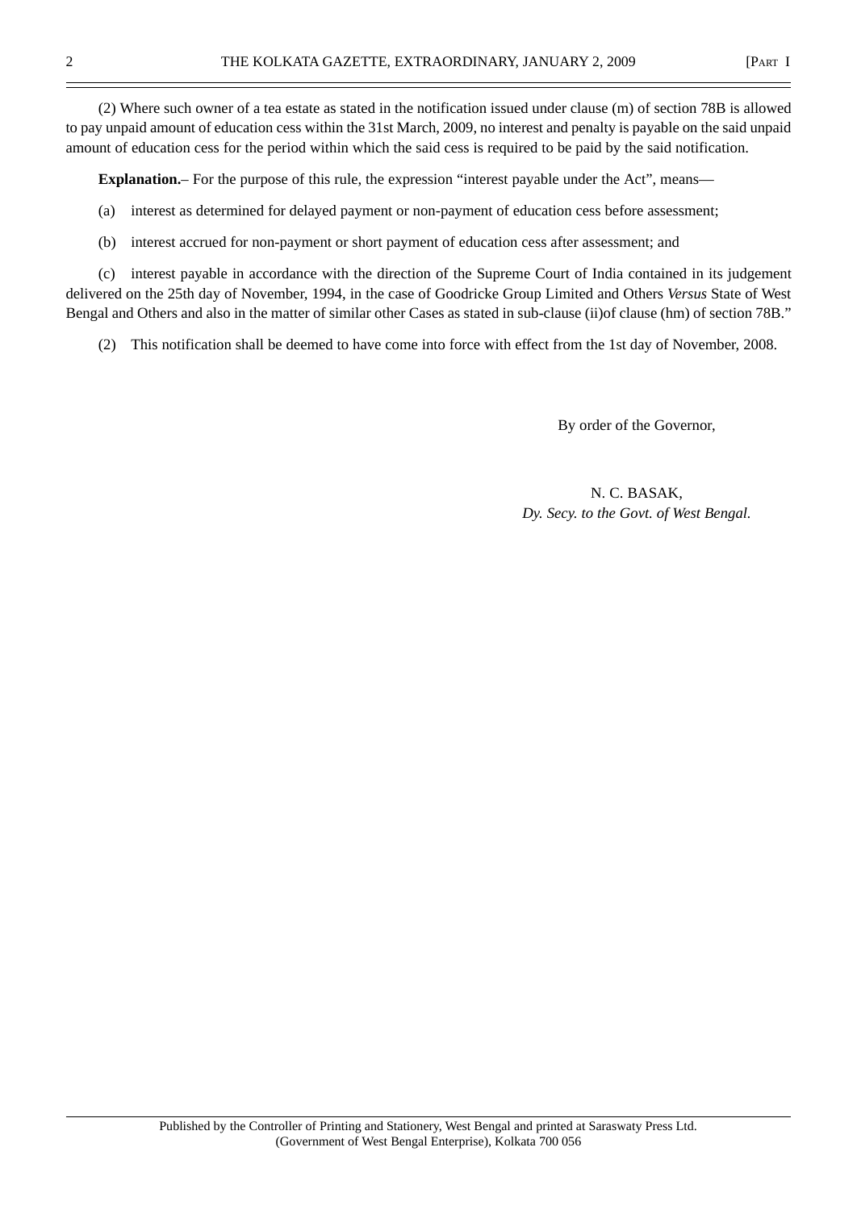(2) Where such owner of a tea estate as stated in the notification issued under clause (m) of section 78B is allowed to pay unpaid amount of education cess within the 31st March, 2009, no interest and penalty is payable on the said unpaid amount of education cess for the period within which the said cess is required to be paid by the said notification.

**Explanation.**– For the purpose of this rule, the expression "interest payable under the Act", means—

(a) interest as determined for delayed payment or non-payment of education cess before assessment;

(b) interest accrued for non-payment or short payment of education cess after assessment; and

(c) interest payable in accordance with the direction of the Supreme Court of India contained in its judgement delivered on the 25th day of November, 1994, in the case of Goodricke Group Limited and Others *Versus* State of West Bengal and Others and also in the matter of similar other Cases as stated in sub-clause (ii)of clause (hm) of section 78B."

(2) This notification shall be deemed to have come into force with effect from the 1st day of November, 2008.

By order of the Governor,

N. C. BASAK,
*Dy. Secy. to the Govt. of West Bengal.*

Published by the Controller of Printing and Stationery, West Bengal and printed at Saraswaty Press Ltd.
(Government of West Bengal Enterprise), Kolkata 700 056